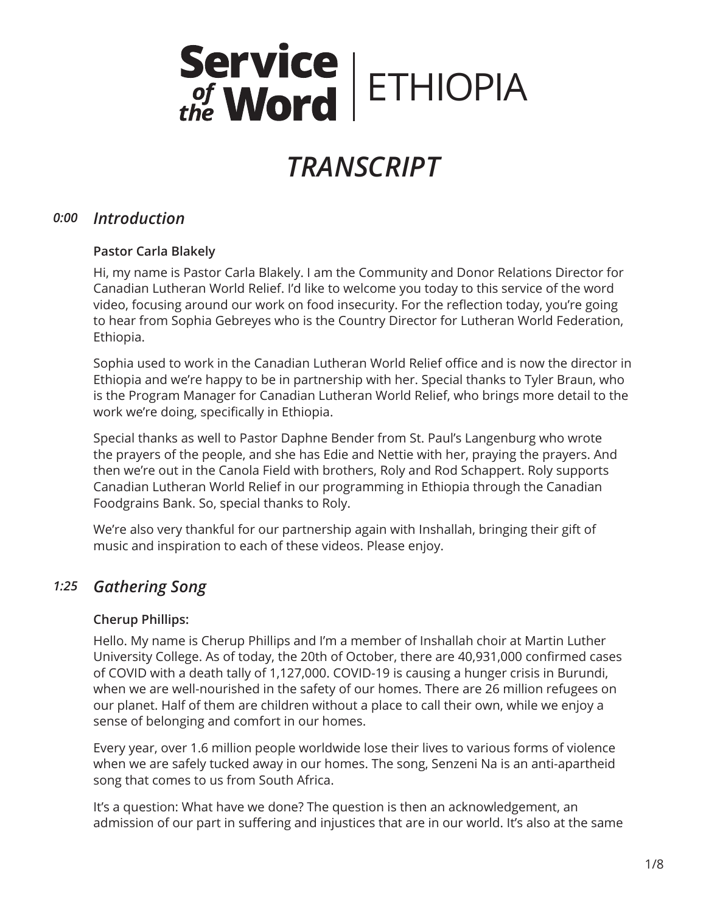# Service of the Word | ETHIOPIA

# *TRANSCRIPT*

## *0:00* *Introduction*

**Pastor Carla Blakely**

Hi, my name is Pastor Carla Blakely. I am the Community and Donor Relations Director for Canadian Lutheran World Relief. I'd like to welcome you today to this service of the word video, focusing around our work on food insecurity. For the reflection today, you're going to hear from Sophia Gebreyes who is the Country Director for Lutheran World Federation, Ethiopia.

Sophia used to work in the Canadian Lutheran World Relief office and is now the director in Ethiopia and we're happy to be in partnership with her. Special thanks to Tyler Braun, who is the Program Manager for Canadian Lutheran World Relief, who brings more detail to the work we're doing, specifically in Ethiopia.

Special thanks as well to Pastor Daphne Bender from St. Paul's Langenburg who wrote the prayers of the people, and she has Edie and Nettie with her, praying the prayers. And then we're out in the Canola Field with brothers, Roly and Rod Schappert. Roly supports Canadian Lutheran World Relief in our programming in Ethiopia through the Canadian Foodgrains Bank. So, special thanks to Roly.

We're also very thankful for our partnership again with Inshallah, bringing their gift of music and inspiration to each of these videos. Please enjoy.

## *1:25* *Gathering Song*

**Cherup Phillips:**

Hello. My name is Cherup Phillips and I'm a member of Inshallah choir at Martin Luther University College. As of today, the 20th of October, there are 40,931,000 confirmed cases of COVID with a death tally of 1,127,000. COVID-19 is causing a hunger crisis in Burundi, when we are well-nourished in the safety of our homes. There are 26 million refugees on our planet. Half of them are children without a place to call their own, while we enjoy a sense of belonging and comfort in our homes.

Every year, over 1.6 million people worldwide lose their lives to various forms of violence when we are safely tucked away in our homes. The song, Senzeni Na is an anti-apartheid song that comes to us from South Africa.

It's a question: What have we done? The question is then an acknowledgement, an admission of our part in suffering and injustices that are in our world. It's also at the same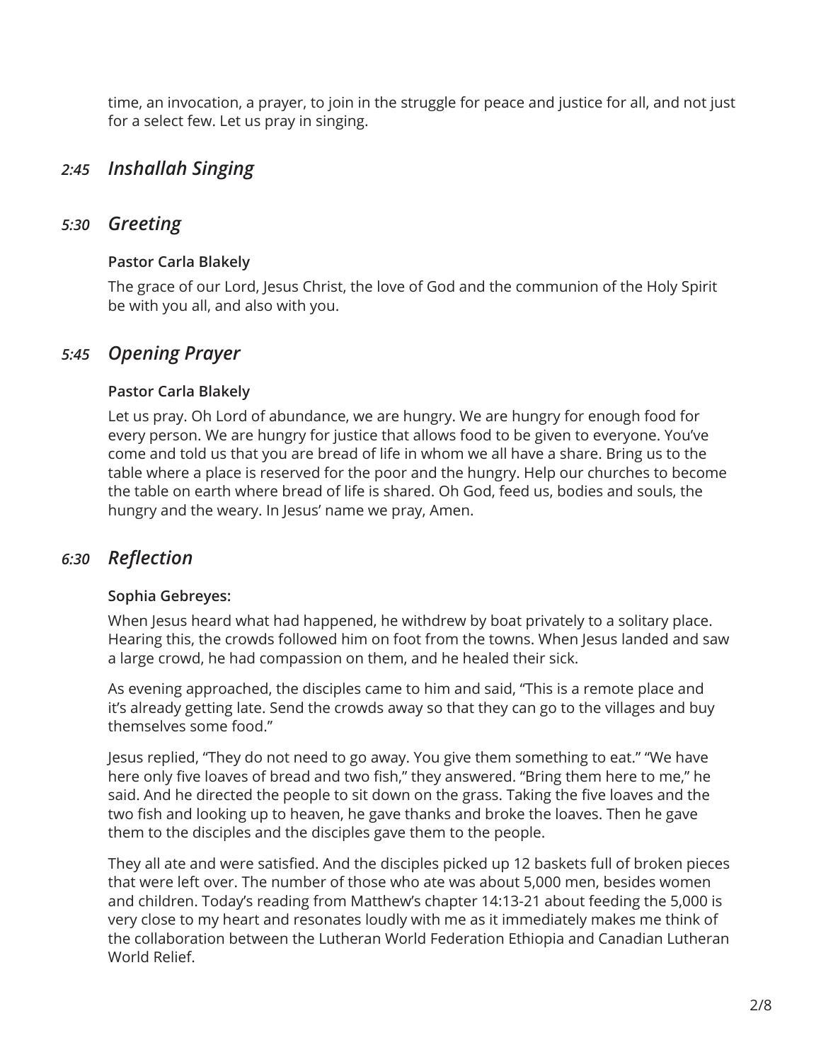time, an invocation, a prayer, to join in the struggle for peace and justice for all, and not just for a select few. Let us pray in singing.

## *2:45 Inshallah Singing*

## *5:30 Greeting*

**Pastor Carla Blakely**

The grace of our Lord, Jesus Christ, the love of God and the communion of the Holy Spirit be with you all, and also with you.

## *5:45 Opening Prayer*

**Pastor Carla Blakely**

Let us pray. Oh Lord of abundance, we are hungry. We are hungry for enough food for every person. We are hungry for justice that allows food to be given to everyone. You've come and told us that you are bread of life in whom we all have a share. Bring us to the table where a place is reserved for the poor and the hungry. Help our churches to become the table on earth where bread of life is shared. Oh God, feed us, bodies and souls, the hungry and the weary. In Jesus' name we pray, Amen.

## *6:30 Reflection*

**Sophia Gebreyes:**

When Jesus heard what had happened, he withdrew by boat privately to a solitary place. Hearing this, the crowds followed him on foot from the towns. When Jesus landed and saw a large crowd, he had compassion on them, and he healed their sick.

As evening approached, the disciples came to him and said, "This is a remote place and it's already getting late. Send the crowds away so that they can go to the villages and buy themselves some food."

Jesus replied, "They do not need to go away. You give them something to eat." "We have here only five loaves of bread and two fish," they answered. "Bring them here to me," he said. And he directed the people to sit down on the grass. Taking the five loaves and the two fish and looking up to heaven, he gave thanks and broke the loaves. Then he gave them to the disciples and the disciples gave them to the people.

They all ate and were satisfied. And the disciples picked up 12 baskets full of broken pieces that were left over. The number of those who ate was about 5,000 men, besides women and children. Today's reading from Matthew's chapter 14:13-21 about feeding the 5,000 is very close to my heart and resonates loudly with me as it immediately makes me think of the collaboration between the Lutheran World Federation Ethiopia and Canadian Lutheran World Relief.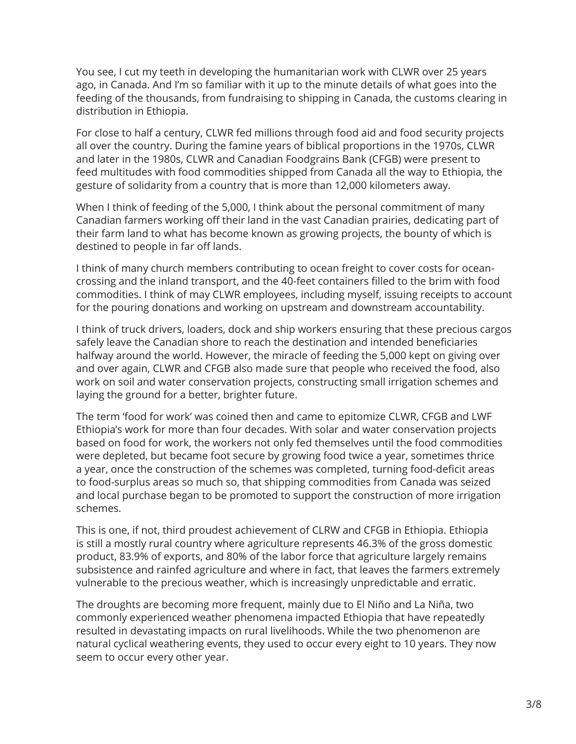You see, I cut my teeth in developing the humanitarian work with CLWR over 25 years ago, in Canada. And I'm so familiar with it up to the minute details of what goes into the feeding of the thousands, from fundraising to shipping in Canada, the customs clearing in distribution in Ethiopia.

For close to half a century, CLWR fed millions through food aid and food security projects all over the country. During the famine years of biblical proportions in the 1970s, CLWR and later in the 1980s, CLWR and Canadian Foodgrains Bank (CFGB) were present to feed multitudes with food commodities shipped from Canada all the way to Ethiopia, the gesture of solidarity from a country that is more than 12,000 kilometers away.

When I think of feeding of the 5,000, I think about the personal commitment of many Canadian farmers working off their land in the vast Canadian prairies, dedicating part of their farm land to what has become known as growing projects, the bounty of which is destined to people in far off lands.

I think of many church members contributing to ocean freight to cover costs for ocean-crossing and the inland transport, and the 40-feet containers filled to the brim with food commodities. I think of may CLWR employees, including myself, issuing receipts to account for the pouring donations and working on upstream and downstream accountability.

I think of truck drivers, loaders, dock and ship workers ensuring that these precious cargos safely leave the Canadian shore to reach the destination and intended beneficiaries halfway around the world. However, the miracle of feeding the 5,000 kept on giving over and over again, CLWR and CFGB also made sure that people who received the food, also work on soil and water conservation projects, constructing small irrigation schemes and laying the ground for a better, brighter future.

The term 'food for work' was coined then and came to epitomize CLWR, CFGB and LWF Ethiopia's work for more than four decades. With solar and water conservation projects based on food for work, the workers not only fed themselves until the food commodities were depleted, but became foot secure by growing food twice a year, sometimes thrice a year, once the construction of the schemes was completed, turning food-deficit areas to food-surplus areas so much so, that shipping commodities from Canada was seized and local purchase began to be promoted to support the construction of more irrigation schemes.

This is one, if not, third proudest achievement of CLRW and CFGB in Ethiopia. Ethiopia is still a mostly rural country where agriculture represents 46.3% of the gross domestic product, 83.9% of exports, and 80% of the labor force that agriculture largely remains subsistence and rainfed agriculture and where in fact, that leaves the farmers extremely vulnerable to the precious weather, which is increasingly unpredictable and erratic.

The droughts are becoming more frequent, mainly due to El Niño and La Niña, two commonly experienced weather phenomena impacted Ethiopia that have repeatedly resulted in devastating impacts on rural livelihoods. While the two phenomenon are natural cyclical weathering events, they used to occur every eight to 10 years. They now seem to occur every other year.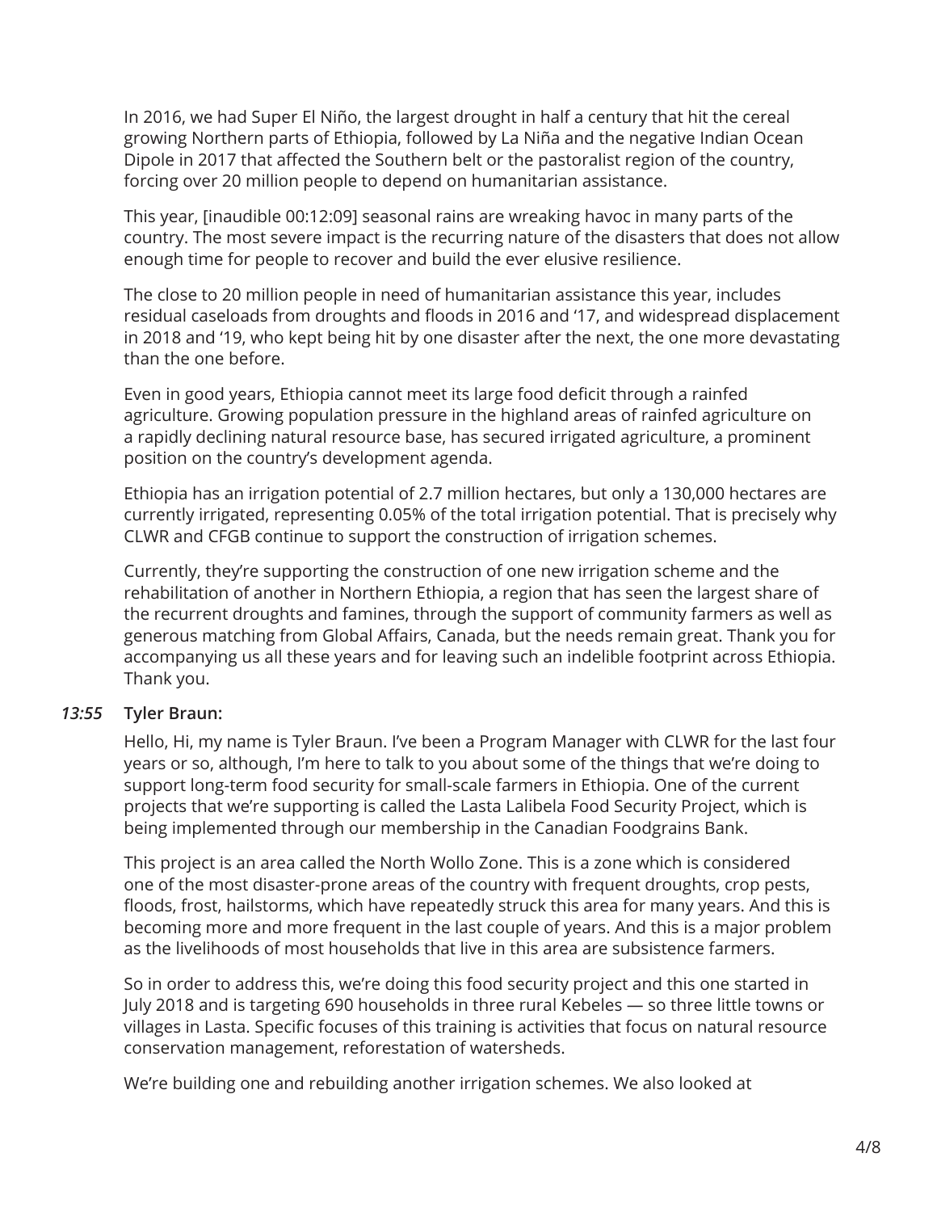In 2016, we had Super El Niño, the largest drought in half a century that hit the cereal growing Northern parts of Ethiopia, followed by La Niña and the negative Indian Ocean Dipole in 2017 that affected the Southern belt or the pastoralist region of the country, forcing over 20 million people to depend on humanitarian assistance.

This year, [inaudible 00:12:09] seasonal rains are wreaking havoc in many parts of the country. The most severe impact is the recurring nature of the disasters that does not allow enough time for people to recover and build the ever elusive resilience.

The close to 20 million people in need of humanitarian assistance this year, includes residual caseloads from droughts and floods in 2016 and '17, and widespread displacement in 2018 and '19, who kept being hit by one disaster after the next, the one more devastating than the one before.

Even in good years, Ethiopia cannot meet its large food deficit through a rainfed agriculture. Growing population pressure in the highland areas of rainfed agriculture on a rapidly declining natural resource base, has secured irrigated agriculture, a prominent position on the country's development agenda.

Ethiopia has an irrigation potential of 2.7 million hectares, but only a 130,000 hectares are currently irrigated, representing 0.05% of the total irrigation potential. That is precisely why CLWR and CFGB continue to support the construction of irrigation schemes.

Currently, they're supporting the construction of one new irrigation scheme and the rehabilitation of another in Northern Ethiopia, a region that has seen the largest share of the recurrent droughts and famines, through the support of community farmers as well as generous matching from Global Affairs, Canada, but the needs remain great. Thank you for accompanying us all these years and for leaving such an indelible footprint across Ethiopia. Thank you.

***13:55*** **Tyler Braun:**

Hello, Hi, my name is Tyler Braun. I've been a Program Manager with CLWR for the last four years or so, although, I'm here to talk to you about some of the things that we're doing to support long-term food security for small-scale farmers in Ethiopia. One of the current projects that we're supporting is called the Lasta Lalibela Food Security Project, which is being implemented through our membership in the Canadian Foodgrains Bank.

This project is an area called the North Wollo Zone. This is a zone which is considered one of the most disaster-prone areas of the country with frequent droughts, crop pests, floods, frost, hailstorms, which have repeatedly struck this area for many years. And this is becoming more and more frequent in the last couple of years. And this is a major problem as the livelihoods of most households that live in this area are subsistence farmers.

So in order to address this, we're doing this food security project and this one started in July 2018 and is targeting 690 households in three rural Kebeles — so three little towns or villages in Lasta. Specific focuses of this training is activities that focus on natural resource conservation management, reforestation of watersheds.

We're building one and rebuilding another irrigation schemes. We also looked at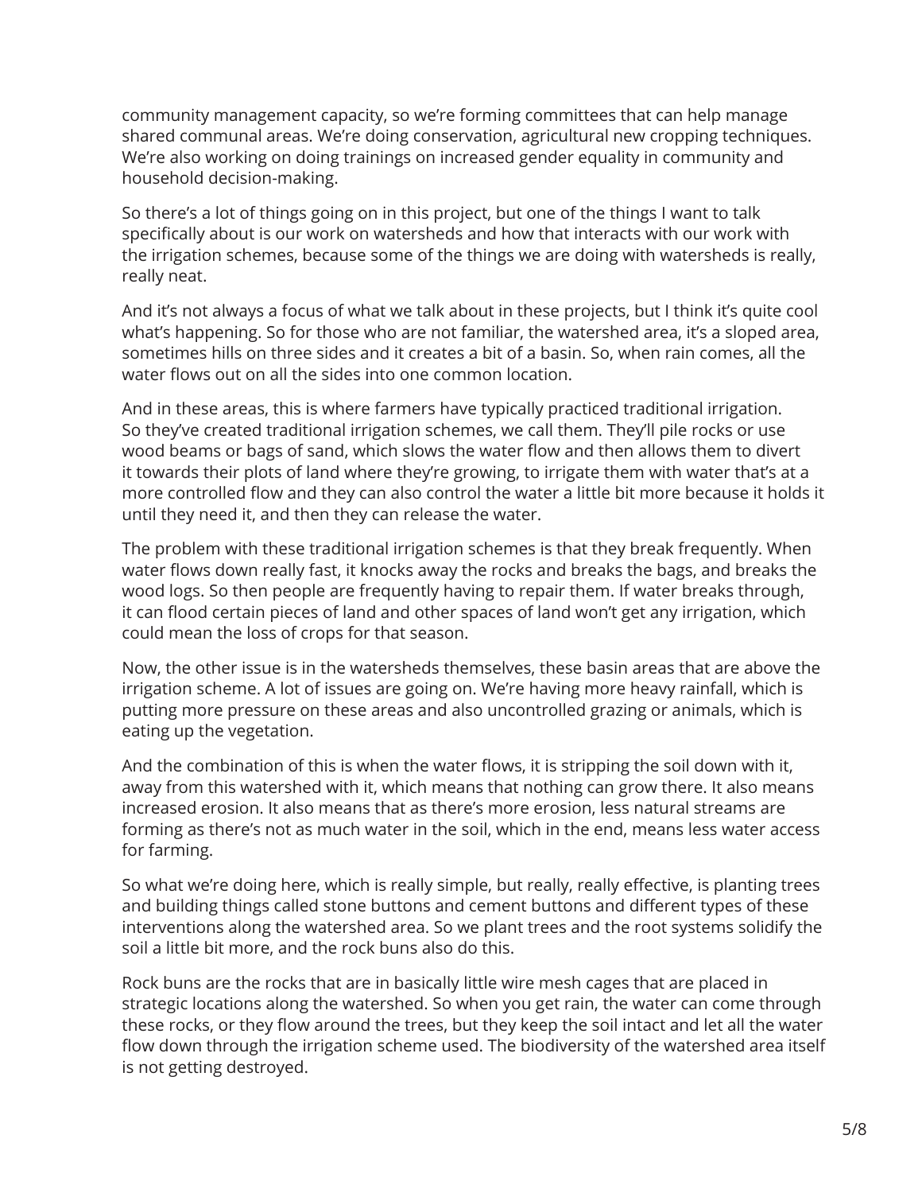community management capacity, so we're forming committees that can help manage shared communal areas. We're doing conservation, agricultural new cropping techniques. We're also working on doing trainings on increased gender equality in community and household decision-making.

So there's a lot of things going on in this project, but one of the things I want to talk specifically about is our work on watersheds and how that interacts with our work with the irrigation schemes, because some of the things we are doing with watersheds is really, really neat.

And it's not always a focus of what we talk about in these projects, but I think it's quite cool what's happening. So for those who are not familiar, the watershed area, it's a sloped area, sometimes hills on three sides and it creates a bit of a basin. So, when rain comes, all the water flows out on all the sides into one common location.

And in these areas, this is where farmers have typically practiced traditional irrigation. So they've created traditional irrigation schemes, we call them. They'll pile rocks or use wood beams or bags of sand, which slows the water flow and then allows them to divert it towards their plots of land where they're growing, to irrigate them with water that's at a more controlled flow and they can also control the water a little bit more because it holds it until they need it, and then they can release the water.

The problem with these traditional irrigation schemes is that they break frequently. When water flows down really fast, it knocks away the rocks and breaks the bags, and breaks the wood logs. So then people are frequently having to repair them. If water breaks through, it can flood certain pieces of land and other spaces of land won't get any irrigation, which could mean the loss of crops for that season.

Now, the other issue is in the watersheds themselves, these basin areas that are above the irrigation scheme. A lot of issues are going on. We're having more heavy rainfall, which is putting more pressure on these areas and also uncontrolled grazing or animals, which is eating up the vegetation.

And the combination of this is when the water flows, it is stripping the soil down with it, away from this watershed with it, which means that nothing can grow there. It also means increased erosion. It also means that as there's more erosion, less natural streams are forming as there's not as much water in the soil, which in the end, means less water access for farming.

So what we're doing here, which is really simple, but really, really effective, is planting trees and building things called stone buttons and cement buttons and different types of these interventions along the watershed area. So we plant trees and the root systems solidify the soil a little bit more, and the rock buns also do this.

Rock buns are the rocks that are in basically little wire mesh cages that are placed in strategic locations along the watershed. So when you get rain, the water can come through these rocks, or they flow around the trees, but they keep the soil intact and let all the water flow down through the irrigation scheme used. The biodiversity of the watershed area itself is not getting destroyed.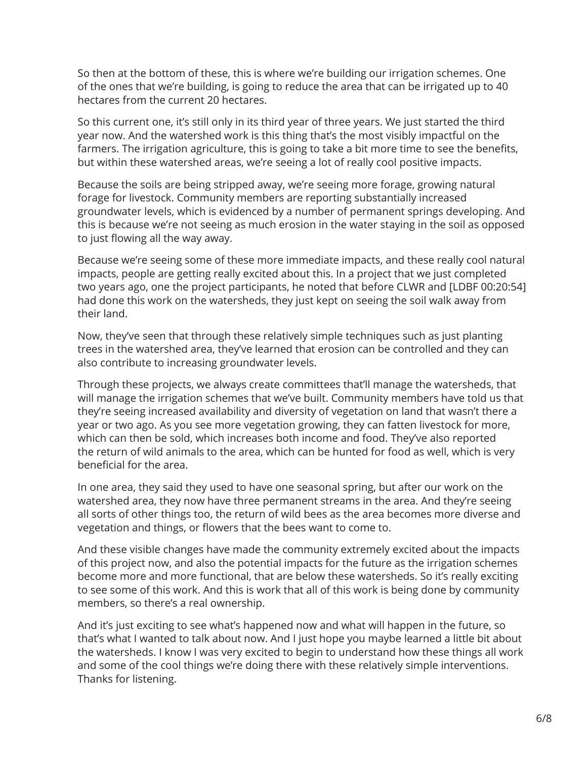So then at the bottom of these, this is where we're building our irrigation schemes. One of the ones that we're building, is going to reduce the area that can be irrigated up to 40 hectares from the current 20 hectares.

So this current one, it's still only in its third year of three years. We just started the third year now. And the watershed work is this thing that's the most visibly impactful on the farmers. The irrigation agriculture, this is going to take a bit more time to see the benefits, but within these watershed areas, we're seeing a lot of really cool positive impacts.

Because the soils are being stripped away, we're seeing more forage, growing natural forage for livestock. Community members are reporting substantially increased groundwater levels, which is evidenced by a number of permanent springs developing. And this is because we're not seeing as much erosion in the water staying in the soil as opposed to just flowing all the way away.

Because we're seeing some of these more immediate impacts, and these really cool natural impacts, people are getting really excited about this. In a project that we just completed two years ago, one the project participants, he noted that before CLWR and [LDBF 00:20:54] had done this work on the watersheds, they just kept on seeing the soil walk away from their land.

Now, they've seen that through these relatively simple techniques such as just planting trees in the watershed area, they've learned that erosion can be controlled and they can also contribute to increasing groundwater levels.

Through these projects, we always create committees that'll manage the watersheds, that will manage the irrigation schemes that we've built. Community members have told us that they're seeing increased availability and diversity of vegetation on land that wasn't there a year or two ago. As you see more vegetation growing, they can fatten livestock for more, which can then be sold, which increases both income and food. They've also reported the return of wild animals to the area, which can be hunted for food as well, which is very beneficial for the area.

In one area, they said they used to have one seasonal spring, but after our work on the watershed area, they now have three permanent streams in the area. And they're seeing all sorts of other things too, the return of wild bees as the area becomes more diverse and vegetation and things, or flowers that the bees want to come to.

And these visible changes have made the community extremely excited about the impacts of this project now, and also the potential impacts for the future as the irrigation schemes become more and more functional, that are below these watersheds. So it's really exciting to see some of this work. And this is work that all of this work is being done by community members, so there's a real ownership.

And it's just exciting to see what's happened now and what will happen in the future, so that's what I wanted to talk about now. And I just hope you maybe learned a little bit about the watersheds. I know I was very excited to begin to understand how these things all work and some of the cool things we're doing there with these relatively simple interventions. Thanks for listening.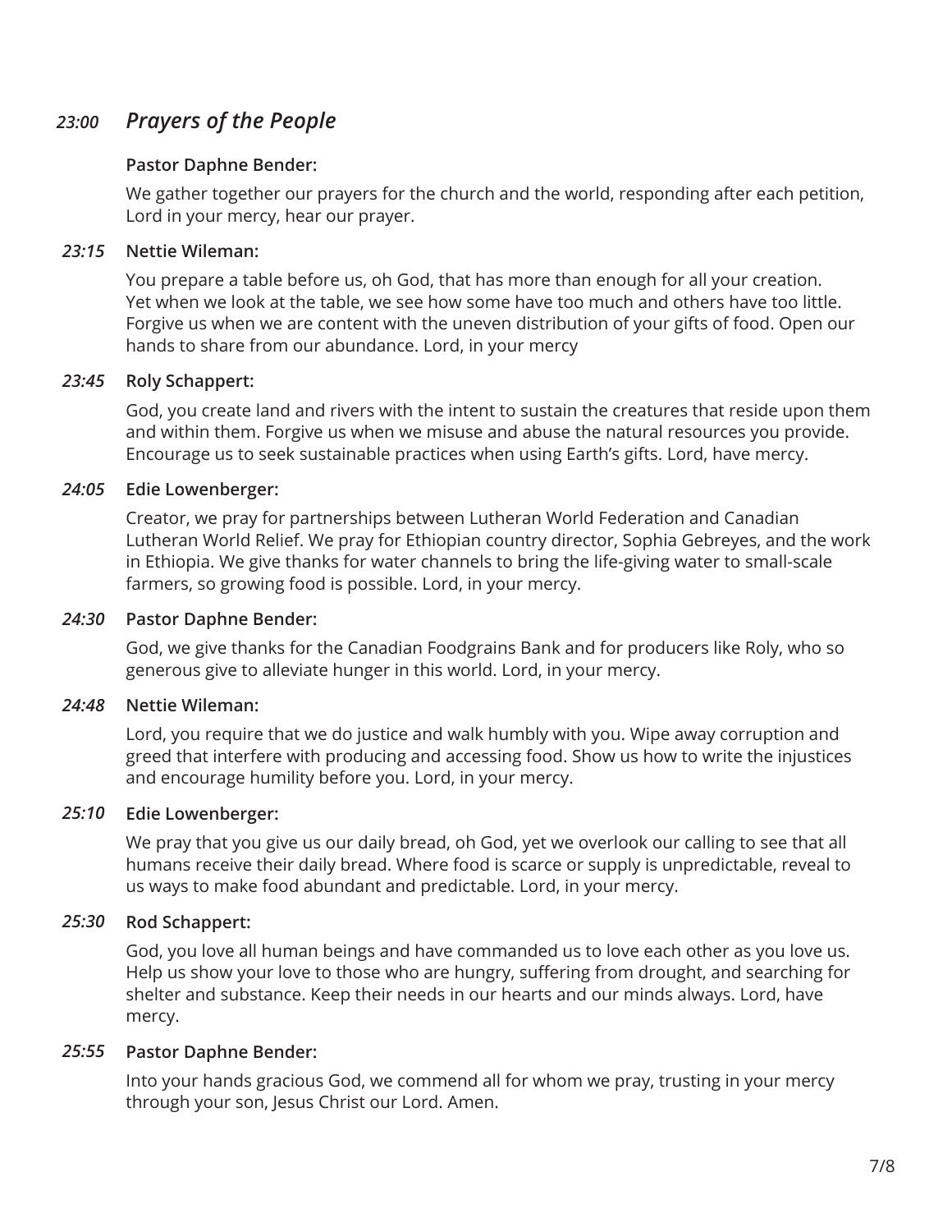## *23:00* *Prayers of the People*

**Pastor Daphne Bender:**

We gather together our prayers for the church and the world, responding after each petition, Lord in your mercy, hear our prayer.

*23:15* **Nettie Wileman:**

You prepare a table before us, oh God, that has more than enough for all your creation. Yet when we look at the table, we see how some have too much and others have too little. Forgive us when we are content with the uneven distribution of your gifts of food. Open our hands to share from our abundance. Lord, in your mercy

*23:45* **Roly Schappert:**

God, you create land and rivers with the intent to sustain the creatures that reside upon them and within them. Forgive us when we misuse and abuse the natural resources you provide. Encourage us to seek sustainable practices when using Earth's gifts. Lord, have mercy.

*24:05* **Edie Lowenberger:**

Creator, we pray for partnerships between Lutheran World Federation and Canadian Lutheran World Relief. We pray for Ethiopian country director, Sophia Gebreyes, and the work in Ethiopia. We give thanks for water channels to bring the life-giving water to small-scale farmers, so growing food is possible. Lord, in your mercy.

*24:30* **Pastor Daphne Bender:**

God, we give thanks for the Canadian Foodgrains Bank and for producers like Roly, who so generous give to alleviate hunger in this world. Lord, in your mercy.

*24:48* **Nettie Wileman:**

Lord, you require that we do justice and walk humbly with you. Wipe away corruption and greed that interfere with producing and accessing food. Show us how to write the injustices and encourage humility before you. Lord, in your mercy.

*25:10* **Edie Lowenberger:**

We pray that you give us our daily bread, oh God, yet we overlook our calling to see that all humans receive their daily bread. Where food is scarce or supply is unpredictable, reveal to us ways to make food abundant and predictable. Lord, in your mercy.

*25:30* **Rod Schappert:**

God, you love all human beings and have commanded us to love each other as you love us. Help us show your love to those who are hungry, suffering from drought, and searching for shelter and substance. Keep their needs in our hearts and our minds always. Lord, have mercy.

*25:55* **Pastor Daphne Bender:**

Into your hands gracious God, we commend all for whom we pray, trusting in your mercy through your son, Jesus Christ our Lord. Amen.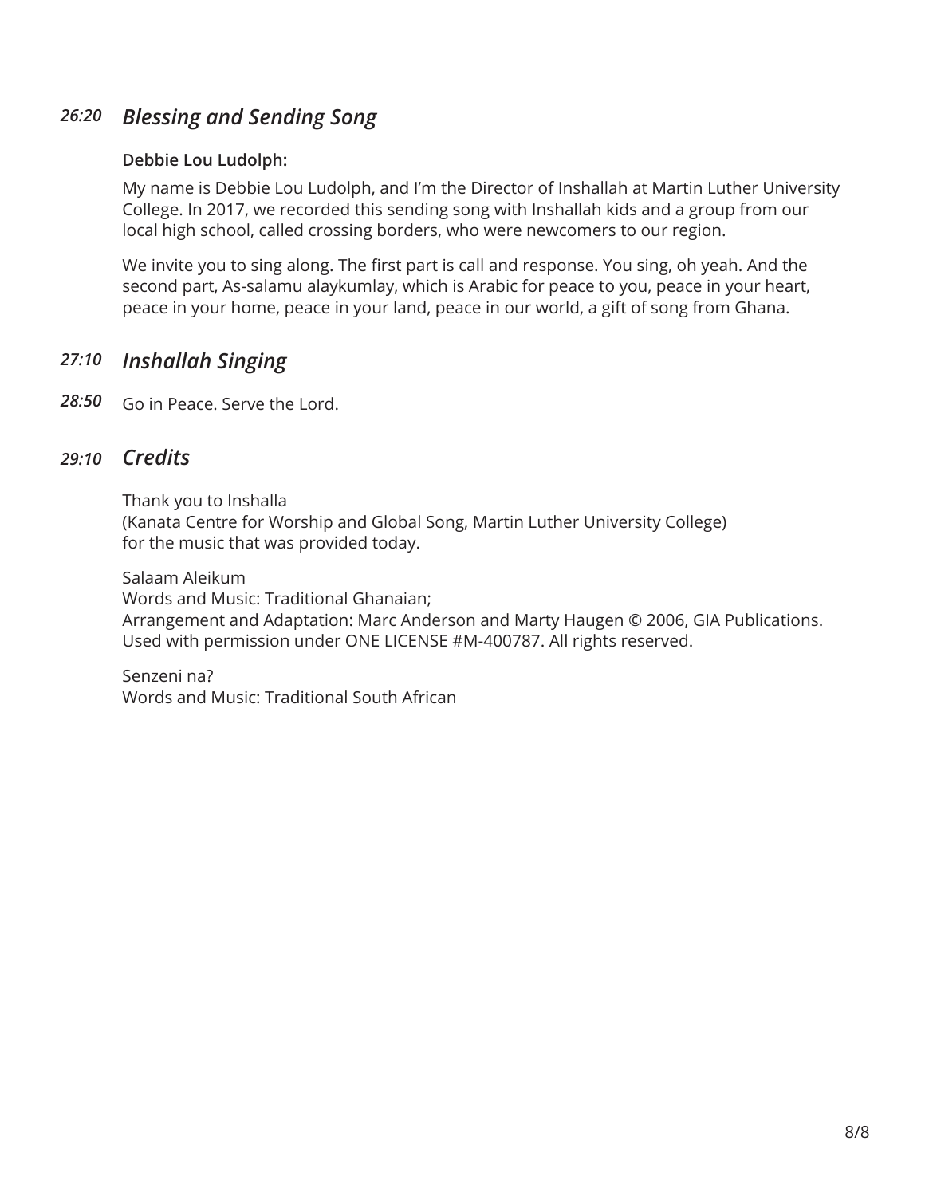## *26:20 Blessing and Sending Song*

**Debbie Lou Ludolph:**

My name is Debbie Lou Ludolph, and I'm the Director of Inshallah at Martin Luther University College. In 2017, we recorded this sending song with Inshallah kids and a group from our local high school, called crossing borders, who were newcomers to our region.

We invite you to sing along. The first part is call and response. You sing, oh yeah. And the second part, As-salamu alaykumlay, which is Arabic for peace to you, peace in your heart, peace in your home, peace in your land, peace in our world, a gift of song from Ghana.

## *27:10 Inshallah Singing*

***28:50*** Go in Peace. Serve the Lord.

## *29:10 Credits*

Thank you to Inshalla
(Kanata Centre for Worship and Global Song, Martin Luther University College)
for the music that was provided today.

Salaam Aleikum
Words and Music: Traditional Ghanaian;
Arrangement and Adaptation: Marc Anderson and Marty Haugen © 2006, GIA Publications.
Used with permission under ONE LICENSE #M-400787. All rights reserved.

Senzeni na?
Words and Music: Traditional South African